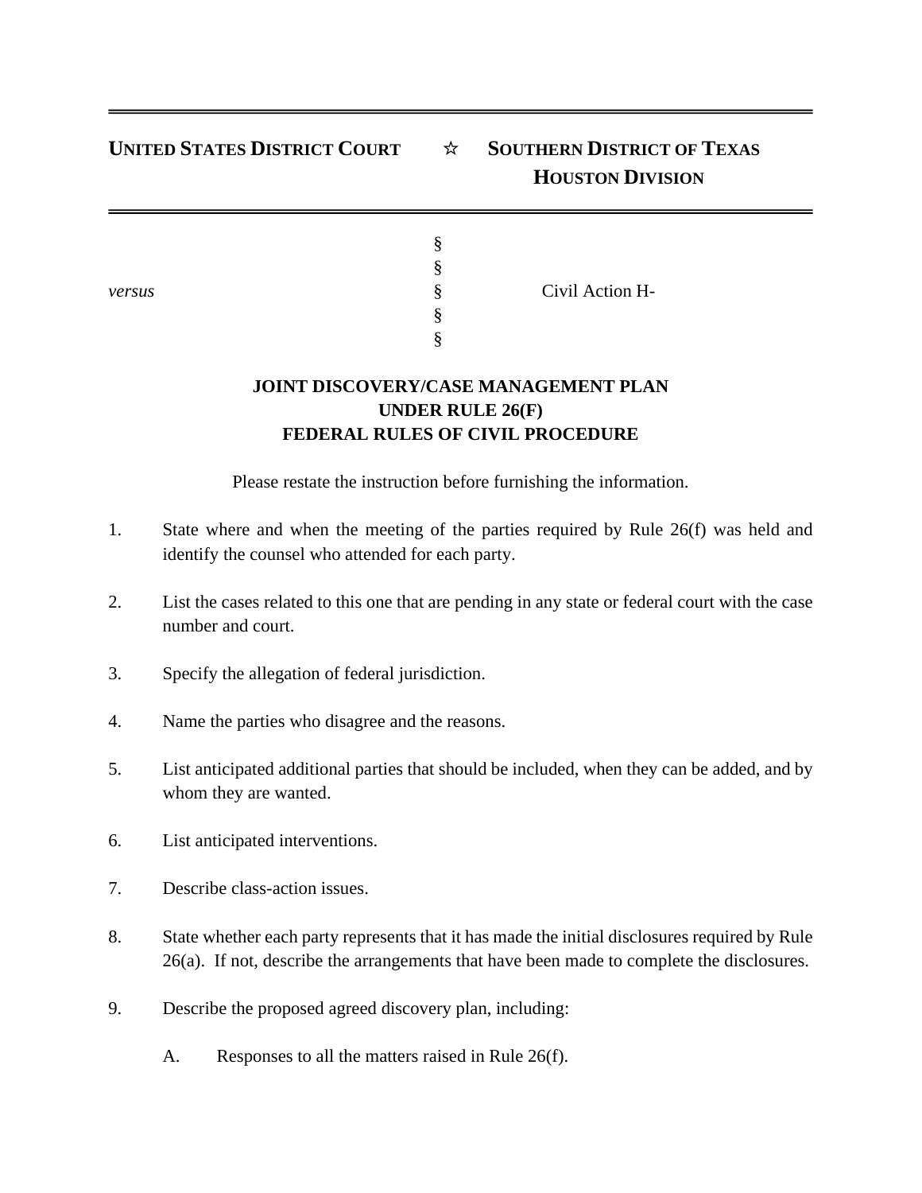**UNITED STATES DISTRICT COURT** ☆ **SOUTHERN DISTRICT OF TEXAS**
**HOUSTON DIVISION**

| | | |
|---|---|---|
| | § | |
| | § | |
| *versus* | § | Civil Action H- |
| | § | |
| | § | |

**JOINT DISCOVERY/CASE MANAGEMENT PLAN**
**UNDER RULE 26(F)**
**FEDERAL RULES OF CIVIL PROCEDURE**

Please restate the instruction before furnishing the information.

1. State where and when the meeting of the parties required by Rule 26(f) was held and identify the counsel who attended for each party.

2. List the cases related to this one that are pending in any state or federal court with the case number and court.

3. Specify the allegation of federal jurisdiction.

4. Name the parties who disagree and the reasons.

5. List anticipated additional parties that should be included, when they can be added, and by whom they are wanted.

6. List anticipated interventions.

7. Describe class-action issues.

8. State whether each party represents that it has made the initial disclosures required by Rule 26(a). If not, describe the arrangements that have been made to complete the disclosures.

9. Describe the proposed agreed discovery plan, including:

   A. Responses to all the matters raised in Rule 26(f).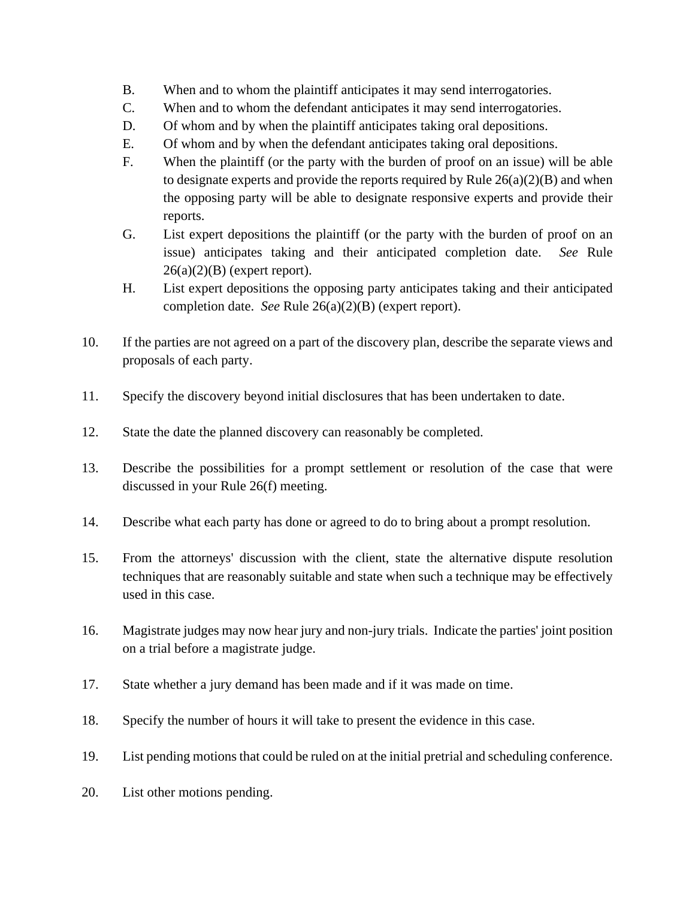B. When and to whom the plaintiff anticipates it may send interrogatories.

C. When and to whom the defendant anticipates it may send interrogatories.

D. Of whom and by when the plaintiff anticipates taking oral depositions.

E. Of whom and by when the defendant anticipates taking oral depositions.

F. When the plaintiff (or the party with the burden of proof on an issue) will be able to designate experts and provide the reports required by Rule 26(a)(2)(B) and when the opposing party will be able to designate responsive experts and provide their reports.

G. List expert depositions the plaintiff (or the party with the burden of proof on an issue) anticipates taking and their anticipated completion date. *See* Rule 26(a)(2)(B) (expert report).

H. List expert depositions the opposing party anticipates taking and their anticipated completion date. *See* Rule 26(a)(2)(B) (expert report).

10. If the parties are not agreed on a part of the discovery plan, describe the separate views and proposals of each party.

11. Specify the discovery beyond initial disclosures that has been undertaken to date.

12. State the date the planned discovery can reasonably be completed.

13. Describe the possibilities for a prompt settlement or resolution of the case that were discussed in your Rule 26(f) meeting.

14. Describe what each party has done or agreed to do to bring about a prompt resolution.

15. From the attorneys' discussion with the client, state the alternative dispute resolution techniques that are reasonably suitable and state when such a technique may be effectively used in this case.

16. Magistrate judges may now hear jury and non-jury trials. Indicate the parties' joint position on a trial before a magistrate judge.

17. State whether a jury demand has been made and if it was made on time.

18. Specify the number of hours it will take to present the evidence in this case.

19. List pending motions that could be ruled on at the initial pretrial and scheduling conference.

20. List other motions pending.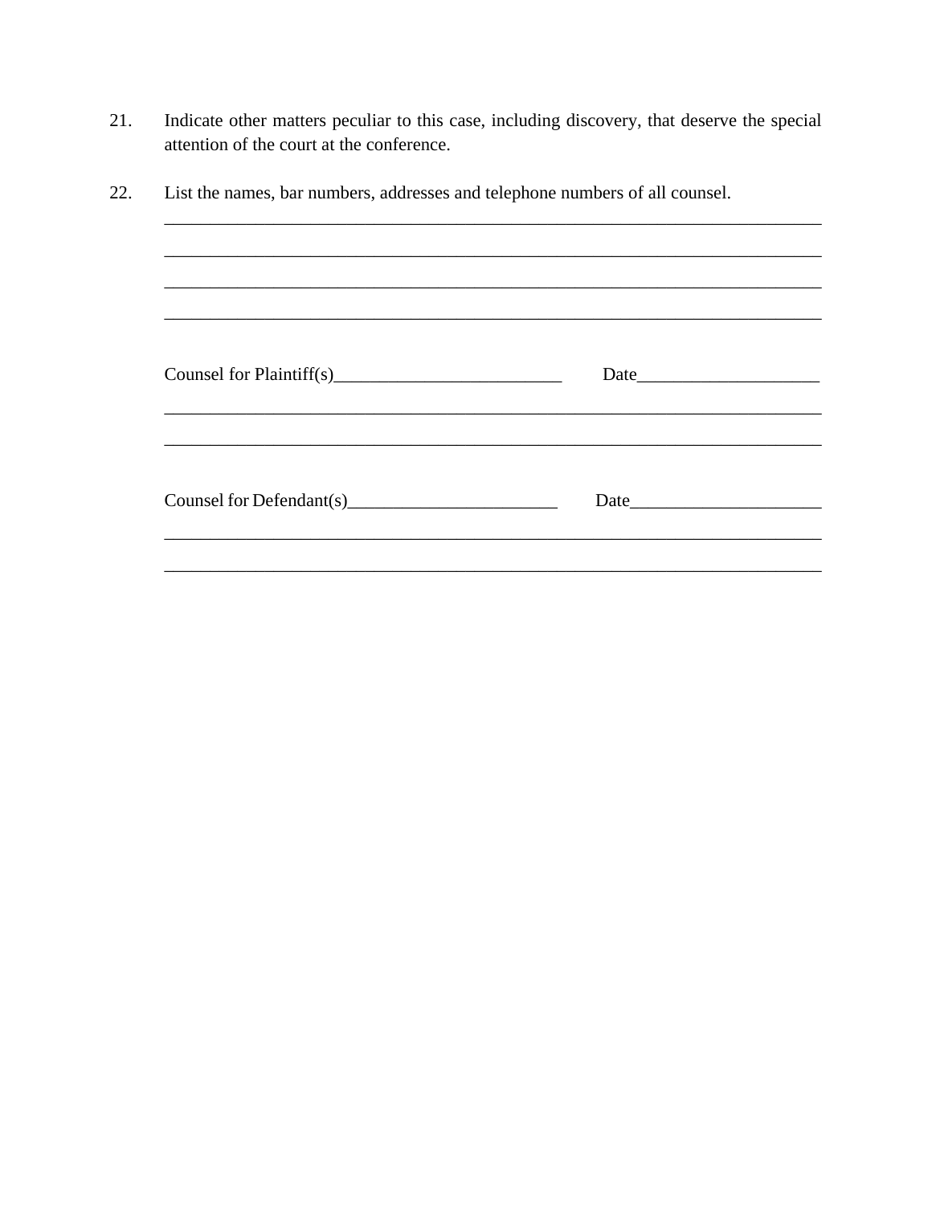21. Indicate other matters peculiar to this case, including discovery, that deserve the special attention of the court at the conference.

22. List the names, bar numbers, addresses and telephone numbers of all counsel.

____________________________________________________________________________

____________________________________________________________________________

____________________________________________________________________________

____________________________________________________________________________

Counsel for Plaintiff(s)__________________________ Date____________________

____________________________________________________________________________

____________________________________________________________________________

Counsel for Defendant(s)________________________ Date_____________________

____________________________________________________________________________

____________________________________________________________________________